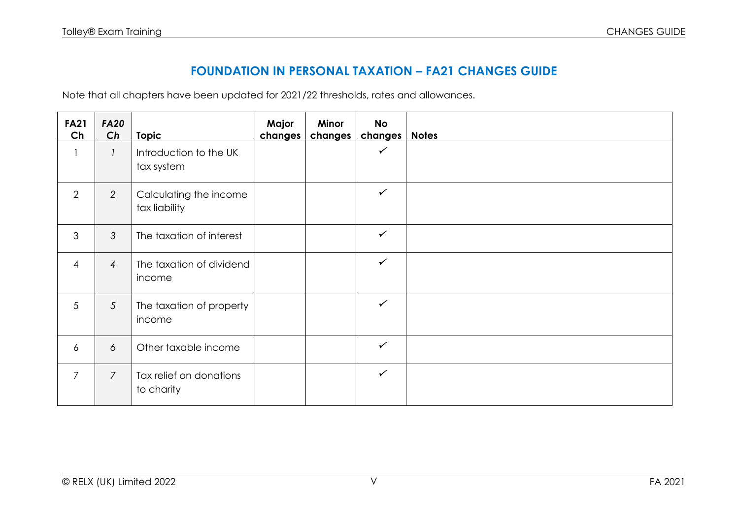# FOUNDATION IN PERSONAL TAXATION – FA21 CHANGES GUIDE

Note that all chapters have been updated for 2021/22 thresholds, rates and allowances.

| FA21 Ch | *FA20 Ch* | Topic | Major changes | Minor changes | No changes | Notes |
|---|---|---|---|---|---|---|
| 1 | *1* | Introduction to the UK tax system | | | ✓ | |
| 2 | *2* | Calculating the income tax liability | | | ✓ | |
| 3 | *3* | The taxation of interest | | | ✓ | |
| 4 | *4* | The taxation of dividend income | | | ✓ | |
| 5 | *5* | The taxation of property income | | | ✓ | |
| 6 | *6* | Other taxable income | | | ✓ | |
| 7 | *7* | Tax relief on donations to charity | | | ✓ | |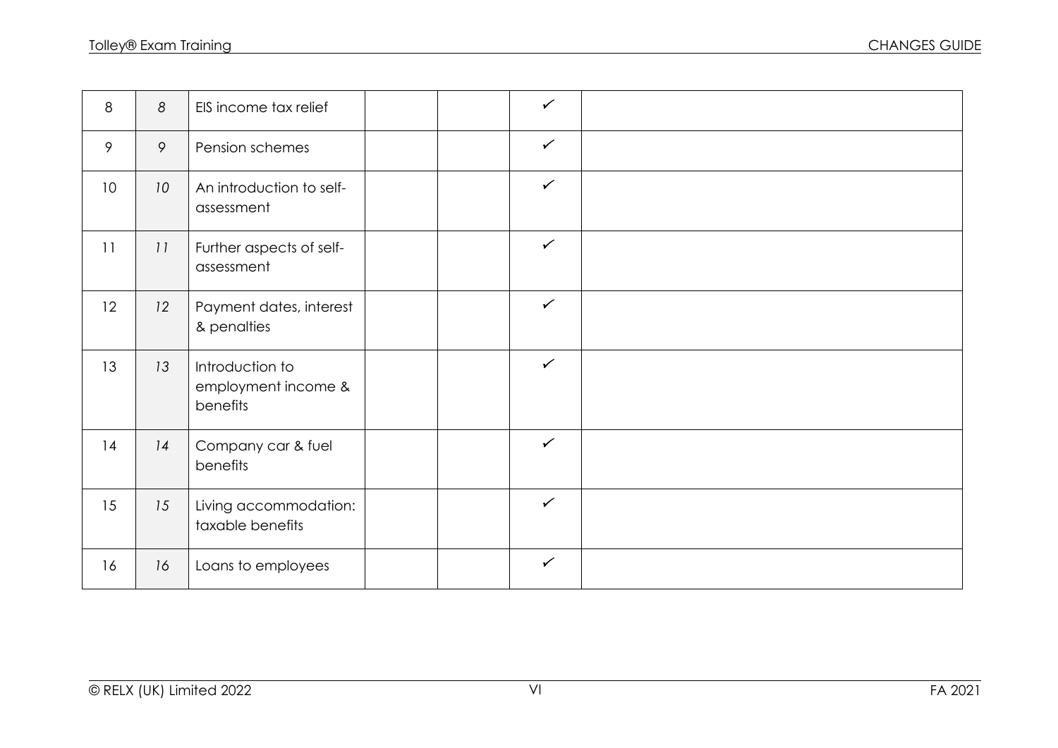| | | | | | | |
|---|---|---|---|---|---|---|
| 8 | *8* | EIS income tax relief | | | ✓ | |
| 9 | *9* | Pension schemes | | | ✓ | |
| 10 | *10* | An introduction to self-assessment | | | ✓ | |
| 11 | *11* | Further aspects of self-assessment | | | ✓ | |
| 12 | *12* | Payment dates, interest & penalties | | | ✓ | |
| 13 | *13* | Introduction to employment income & benefits | | | ✓ | |
| 14 | *14* | Company car & fuel benefits | | | ✓ | |
| 15 | *15* | Living accommodation: taxable benefits | | | ✓ | |
| 16 | *16* | Loans to employees | | | ✓ | |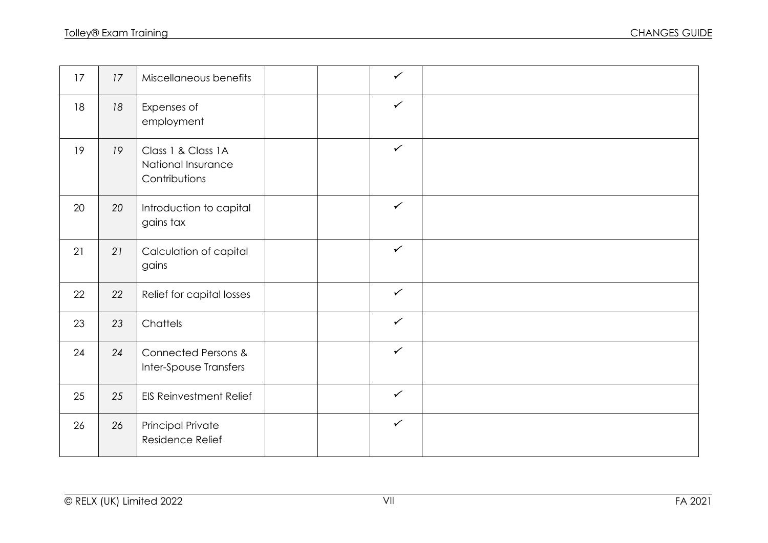| | | | | | | |
|---|---|---|---|---|---|---|
| 17 | 17 | Miscellaneous benefits | | | ✓ | |
| 18 | 18 | Expenses of employment | | | ✓ | |
| 19 | 19 | Class 1 & Class 1A National Insurance Contributions | | | ✓ | |
| 20 | 20 | Introduction to capital gains tax | | | ✓ | |
| 21 | 21 | Calculation of capital gains | | | ✓ | |
| 22 | 22 | Relief for capital losses | | | ✓ | |
| 23 | 23 | Chattels | | | ✓ | |
| 24 | 24 | Connected Persons & Inter-Spouse Transfers | | | ✓ | |
| 25 | 25 | EIS Reinvestment Relief | | | ✓ | |
| 26 | 26 | Principal Private Residence Relief | | | ✓ | |